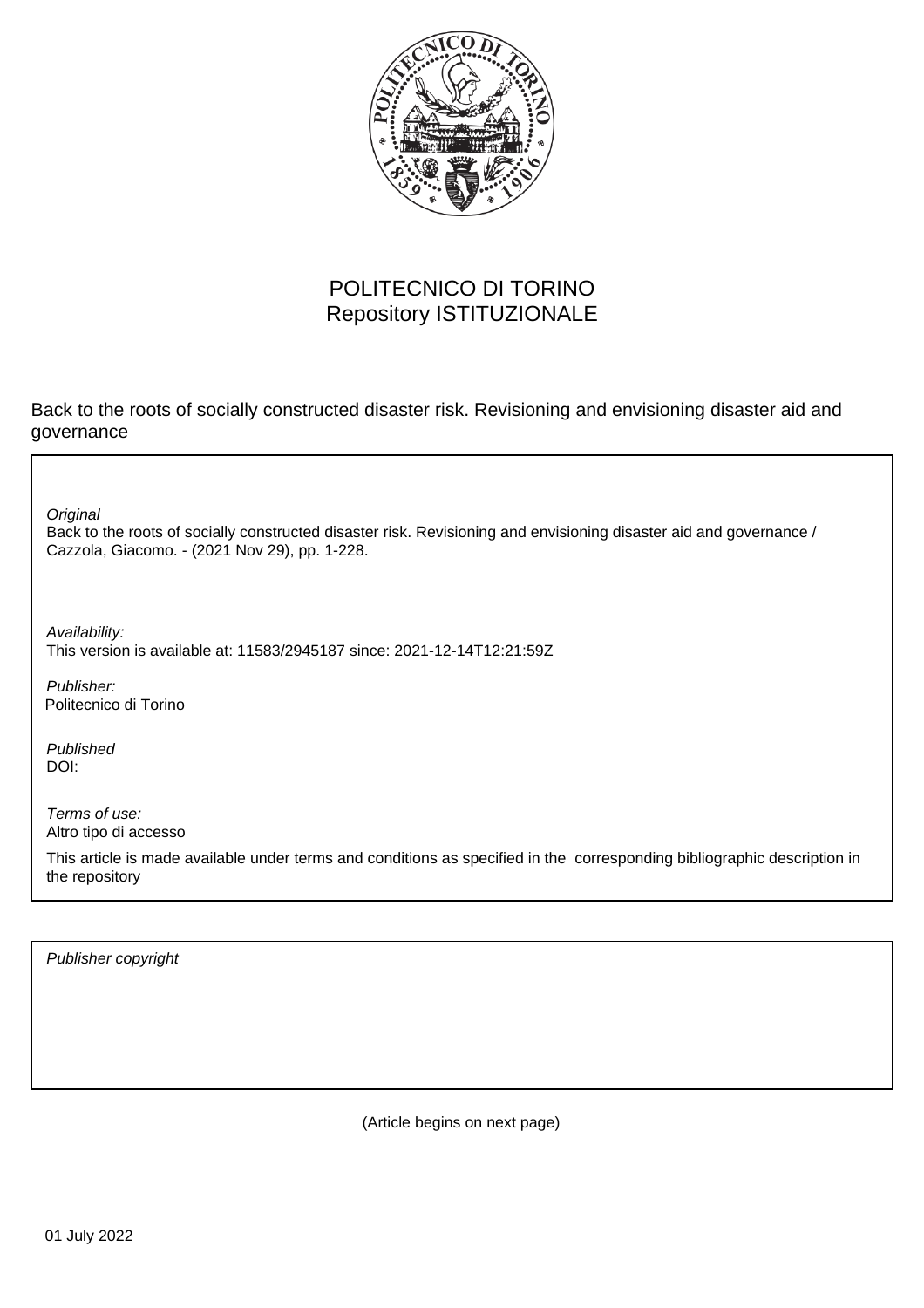POLITECNICO DI TORINO
Repository ISTITUZIONALE

Back to the roots of socially constructed disaster risk. Revisioning and envisioning disaster aid and governance

*Original*
Back to the roots of socially constructed disaster risk. Revisioning and envisioning disaster aid and governance / Cazzola, Giacomo. - (2021 Nov 29), pp. 1-228.

*Availability:*
This version is available at: 11583/2945187 since: 2021-12-14T12:21:59Z

*Publisher:*
Politecnico di Torino

*Published*
DOI:

*Terms of use:*
Altro tipo di accesso

This article is made available under terms and conditions as specified in the corresponding bibliographic description in the repository

*Publisher copyright*

(Article begins on next page)

01 July 2022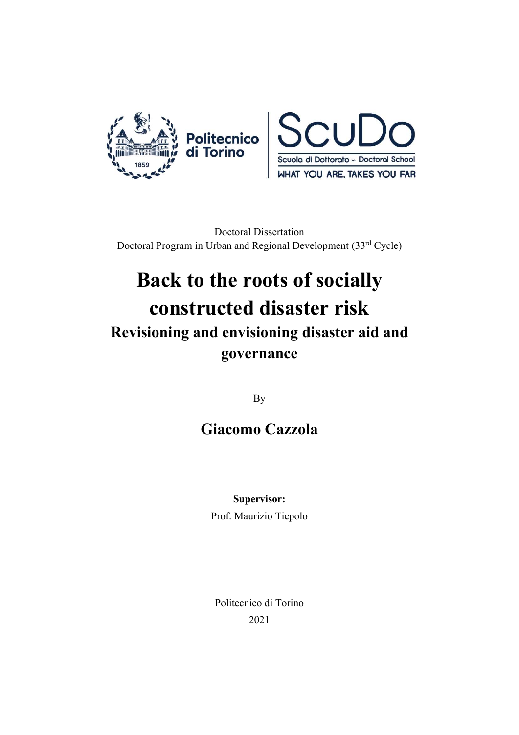Doctoral Dissertation
Doctoral Program in Urban and Regional Development (33rd Cycle)

# Back to the roots of socially constructed disaster risk

## Revisioning and envisioning disaster aid and governance

By

## Giacomo Cazzola

**Supervisor:**
Prof. Maurizio Tiepolo

Politecnico di Torino
2021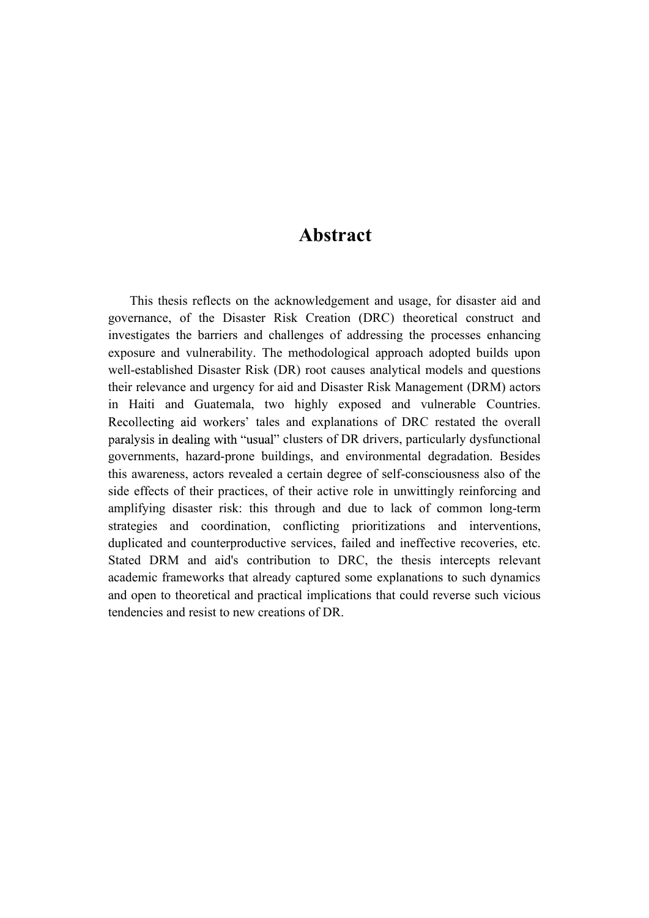# Abstract

This thesis reflects on the acknowledgement and usage, for disaster aid and governance, of the Disaster Risk Creation (DRC) theoretical construct and investigates the barriers and challenges of addressing the processes enhancing exposure and vulnerability. The methodological approach adopted builds upon well-established Disaster Risk (DR) root causes analytical models and questions their relevance and urgency for aid and Disaster Risk Management (DRM) actors in Haiti and Guatemala, two highly exposed and vulnerable Countries. Recollecting aid workers' tales and explanations of DRC restated the overall paralysis in dealing with "usual" clusters of DR drivers, particularly dysfunctional governments, hazard-prone buildings, and environmental degradation. Besides this awareness, actors revealed a certain degree of self-consciousness also of the side effects of their practices, of their active role in unwittingly reinforcing and amplifying disaster risk: this through and due to lack of common long-term strategies and coordination, conflicting prioritizations and interventions, duplicated and counterproductive services, failed and ineffective recoveries, etc. Stated DRM and aid's contribution to DRC, the thesis intercepts relevant academic frameworks that already captured some explanations to such dynamics and open to theoretical and practical implications that could reverse such vicious tendencies and resist to new creations of DR.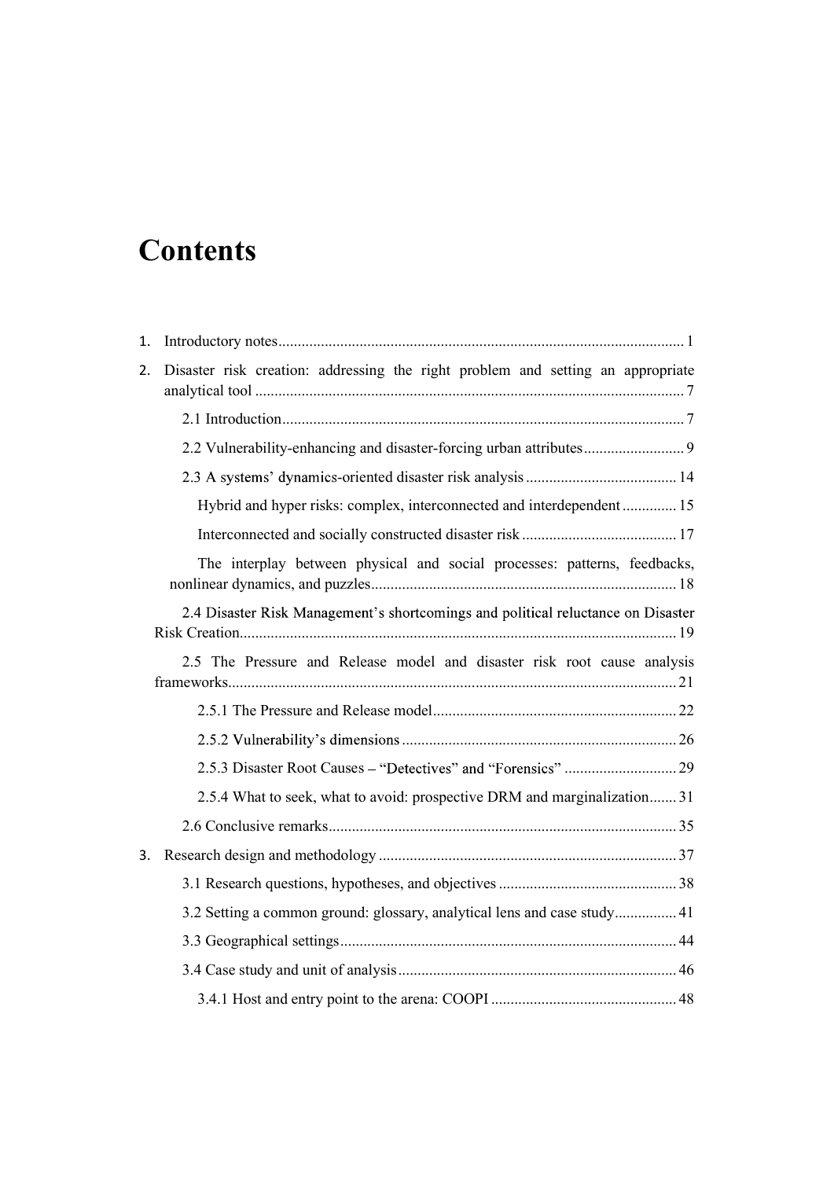# Contents

1. Introductory notes........................................................................................................ 1
2. Disaster risk creation: addressing the right problem and setting an appropriate analytical tool .............................................................................................................. 7
   - 2.1 Introduction....................................................................................................... 7
   - 2.2 Vulnerability-enhancing and disaster-forcing urban attributes.......................... 9
   - 2.3 A systems' dynamics-oriented disaster risk analysis ....................................... 14
     - Hybrid and hyper risks: complex, interconnected and interdependent .............. 15
     - Interconnected and socially constructed disaster risk ........................................ 17
     - The interplay between physical and social processes: patterns, feedbacks, nonlinear dynamics, and puzzles.............................................................................. 18
   - 2.4 Disaster Risk Management's shortcomings and political reluctance on Disaster Risk Creation................................................................................................................ 19
   - 2.5 The Pressure and Release model and disaster risk root cause analysis frameworks.................................................................................................................. 21
     - 2.5.1 The Pressure and Release model............................................................... 22
     - 2.5.2 Vulnerability's dimensions ....................................................................... 26
     - 2.5.3 Disaster Root Causes – "Detectives" and "Forensics" ............................. 29
     - 2.5.4 What to seek, what to avoid: prospective DRM and marginalization....... 31
   - 2.6 Conclusive remarks......................................................................................... 35
3. Research design and methodology ............................................................................. 37
   - 3.1 Research questions, hypotheses, and objectives .............................................. 38
   - 3.2 Setting a common ground: glossary, analytical lens and case study................ 41
   - 3.3 Geographical settings....................................................................................... 44
   - 3.4 Case study and unit of analysis........................................................................ 46
     - 3.4.1 Host and entry point to the arena: COOPI ................................................ 48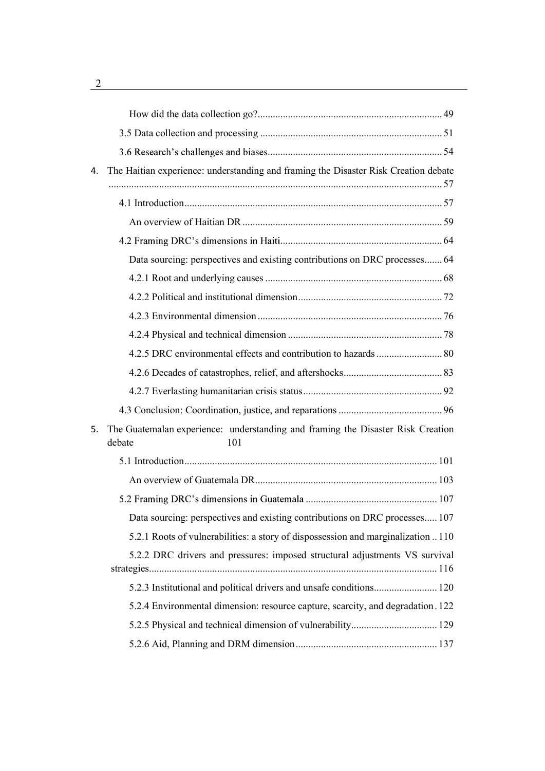How did the data collection go? 49

3.5 Data collection and processing 51

3.6 Research's challenges and biases 54

4. The Haitian experience: understanding and framing the Disaster Risk Creation debate 57

4.1 Introduction 57

An overview of Haitian DR 59

4.2 Framing DRC's dimensions in Haiti 64

Data sourcing: perspectives and existing contributions on DRC processes 64

4.2.1 Root and underlying causes 68

4.2.2 Political and institutional dimension 72

4.2.3 Environmental dimension 76

4.2.4 Physical and technical dimension 78

4.2.5 DRC environmental effects and contribution to hazards 80

4.2.6 Decades of catastrophes, relief, and aftershocks 83

4.2.7 Everlasting humanitarian crisis status 92

4.3 Conclusion: Coordination, justice, and reparations 96

5. The Guatemalan experience: understanding and framing the Disaster Risk Creation debate 101

5.1 Introduction 101

An overview of Guatemala DR 103

5.2 Framing DRC's dimensions in Guatemala 107

Data sourcing: perspectives and existing contributions on DRC processes 107

5.2.1 Roots of vulnerabilities: a story of dispossession and marginalization 110

5.2.2 DRC drivers and pressures: imposed structural adjustments VS survival strategies 116

5.2.3 Institutional and political drivers and unsafe conditions 120

5.2.4 Environmental dimension: resource capture, scarcity, and degradation 122

5.2.5 Physical and technical dimension of vulnerability 129

5.2.6 Aid, Planning and DRM dimension 137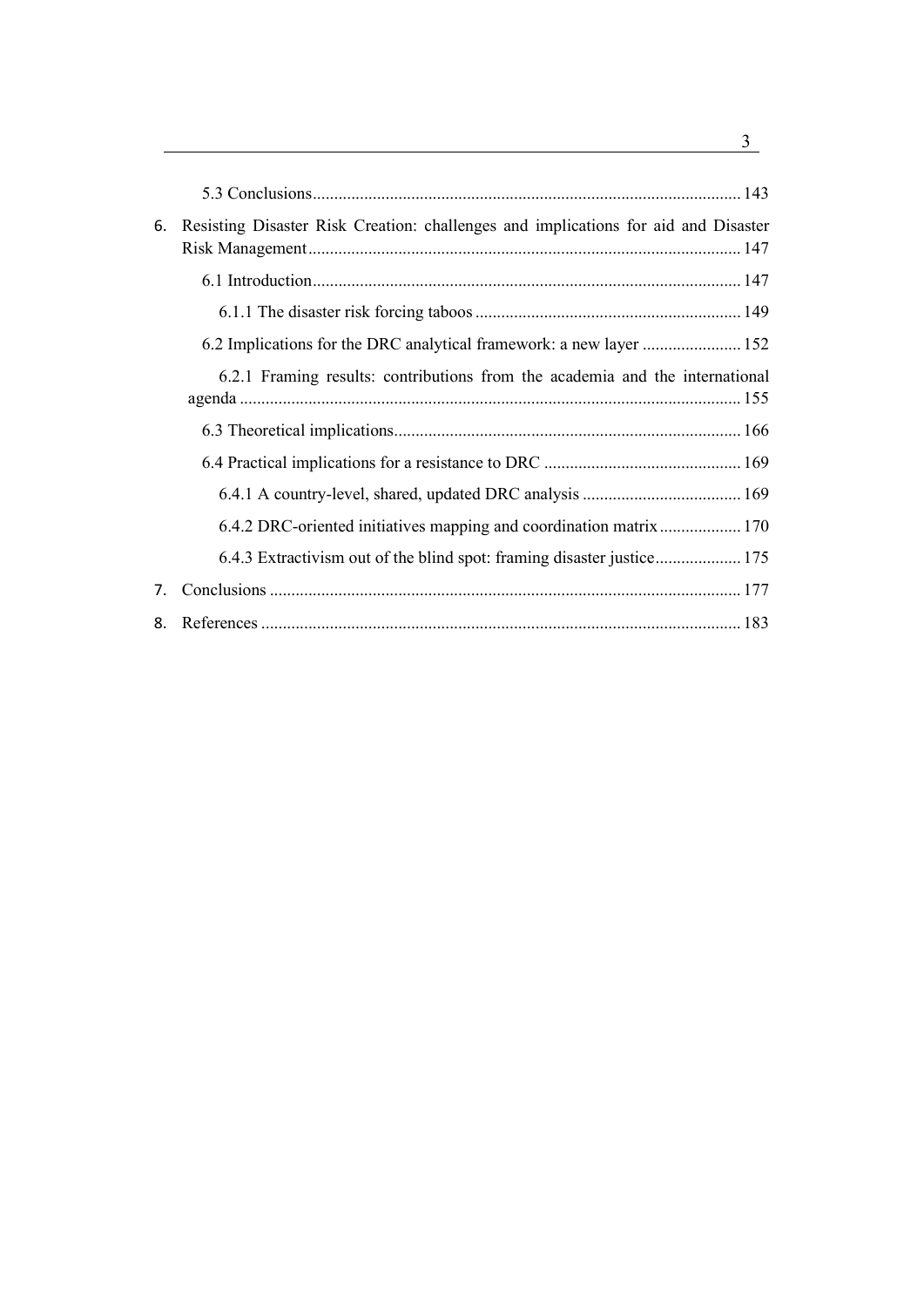5.3 Conclusions .......... 143

6. Resisting Disaster Risk Creation: challenges and implications for aid and Disaster Risk Management .......... 147

    6.1 Introduction .......... 147

        6.1.1 The disaster risk forcing taboos .......... 149

    6.2 Implications for the DRC analytical framework: a new layer .......... 152

        6.2.1 Framing results: contributions from the academia and the international agenda .......... 155

    6.3 Theoretical implications .......... 166

    6.4 Practical implications for a resistance to DRC .......... 169

        6.4.1 A country-level, shared, updated DRC analysis .......... 169

        6.4.2 DRC-oriented initiatives mapping and coordination matrix .......... 170

        6.4.3 Extractivism out of the blind spot: framing disaster justice .......... 175

7. Conclusions .......... 177

8. References .......... 183